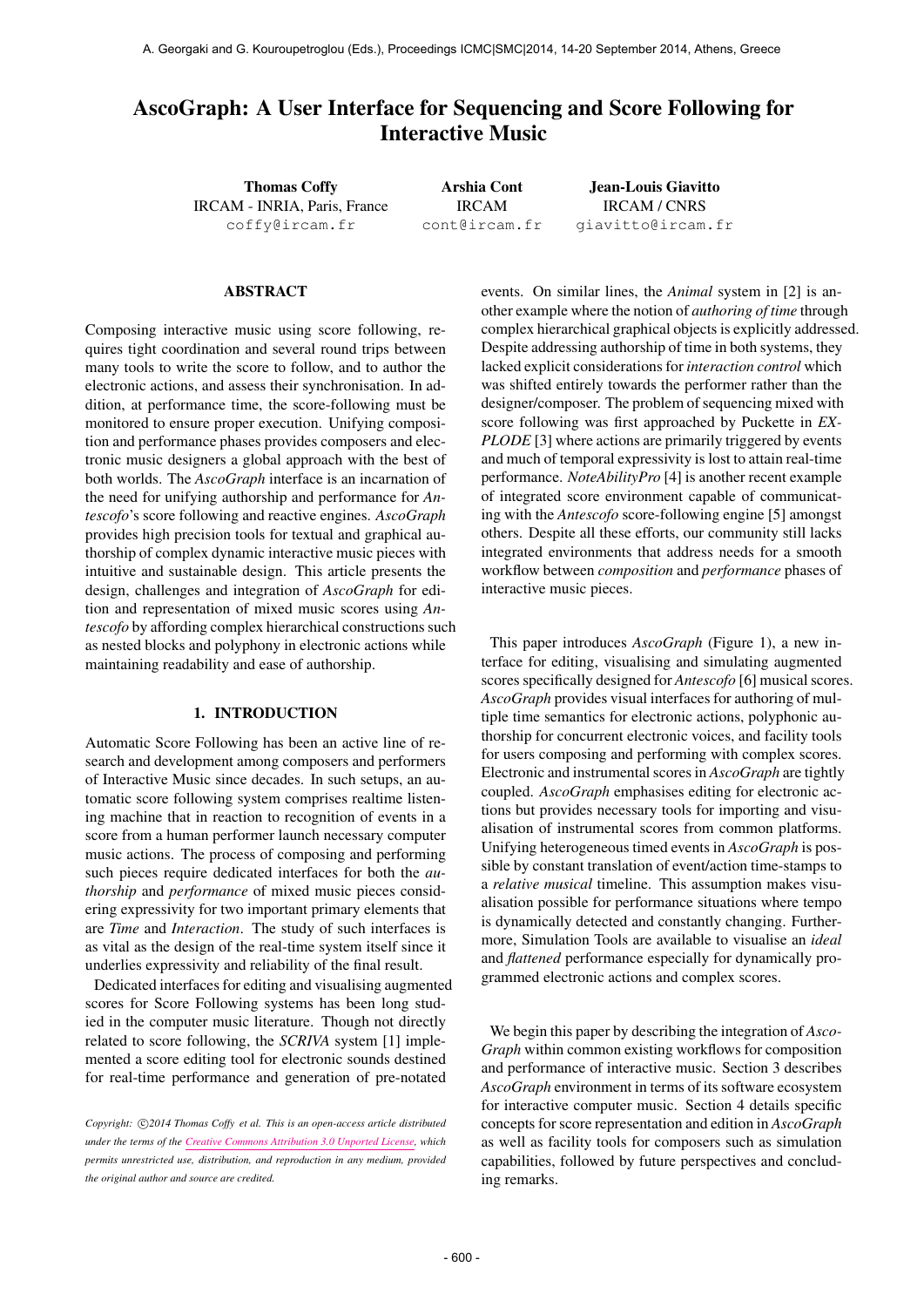# AscoGraph: A User Interface for Sequencing and Score Following for Interactive Music

**Thomas Coffy**
IRCAM - INRIA, Paris, France
coffy@ircam.fr

**Arshia Cont**
IRCAM
cont@ircam.fr

**Jean-Louis Giavitto**
IRCAM / CNRS
giavitto@ircam.fr

## ABSTRACT

Composing interactive music using score following, requires tight coordination and several round trips between many tools to write the score to follow, and to author the electronic actions, and assess their synchronisation. In addition, at performance time, the score-following must be monitored to ensure proper execution. Unifying composition and performance phases provides composers and electronic music designers a global approach with the best of both worlds. The *AscoGraph* interface is an incarnation of the need for unifying authorship and performance for *Antescofo*'s score following and reactive engines. *AscoGraph* provides high precision tools for textual and graphical authorship of complex dynamic interactive music pieces with intuitive and sustainable design. This article presents the design, challenges and integration of *AscoGraph* for edition and representation of mixed music scores using *Antescofo* by affording complex hierarchical constructions such as nested blocks and polyphony in electronic actions while maintaining readability and ease of authorship.

## 1. INTRODUCTION

Automatic Score Following has been an active line of research and development among composers and performers of Interactive Music since decades. In such setups, an automatic score following system comprises realtime listening machine that in reaction to recognition of events in a score from a human performer launch necessary computer music actions. The process of composing and performing such pieces require dedicated interfaces for both the *authorship* and *performance* of mixed music pieces considering expressivity for two important primary elements that are *Time* and *Interaction*. The study of such interfaces is as vital as the design of the real-time system itself since it underlies expressivity and reliability of the final result.

Dedicated interfaces for editing and visualising augmented scores for Score Following systems has been long studied in the computer music literature. Though not directly related to score following, the *SCRIVA* system [1] implemented a score editing tool for electronic sounds destined for real-time performance and generation of pre-notated events. On similar lines, the *Animal* system in [2] is another example where the notion of *authoring of time* through complex hierarchical graphical objects is explicitly addressed. Despite addressing authorship of time in both systems, they lacked explicit considerations for *interaction control* which was shifted entirely towards the performer rather than the designer/composer. The problem of sequencing mixed with score following was first approached by Puckette in *EXPLODE* [3] where actions are primarily triggered by events and much of temporal expressivity is lost to attain real-time performance. *NoteAbilityPro* [4] is another recent example of integrated score environment capable of communicating with the *Antescofo* score-following engine [5] amongst others. Despite all these efforts, our community still lacks integrated environments that address needs for a smooth workflow between *composition* and *performance* phases of interactive music pieces.

This paper introduces *AscoGraph* (Figure 1), a new interface for editing, visualising and simulating augmented scores specifically designed for *Antescofo* [6] musical scores. *AscoGraph* provides visual interfaces for authoring of multiple time semantics for electronic actions, polyphonic authorship for concurrent electronic voices, and facility tools for users composing and performing with complex scores. Electronic and instrumental scores in *AscoGraph* are tightly coupled. *AscoGraph* emphasises editing for electronic actions but provides necessary tools for importing and visualisation of instrumental scores from common platforms. Unifying heterogeneous timed events in *AscoGraph* is possible by constant translation of event/action time-stamps to a *relative musical* timeline. This assumption makes visualisation possible for performance situations where tempo is dynamically detected and constantly changing. Furthermore, Simulation Tools are available to visualise an *ideal* and *flattened* performance especially for dynamically programmed electronic actions and complex scores.

We begin this paper by describing the integration of *AscoGraph* within common existing workflows for composition and performance of interactive music. Section 3 describes *AscoGraph* environment in terms of its software ecosystem for interactive computer music. Section 4 details specific concepts for score representation and edition in *AscoGraph* as well as facility tools for composers such as simulation capabilities, followed by future perspectives and concluding remarks.

*Copyright: ©2014 Thomas Coffy et al. This is an open-access article distributed under the terms of the Creative Commons Attribution 3.0 Unported License, which permits unrestricted use, distribution, and reproduction in any medium, provided the original author and source are credited.*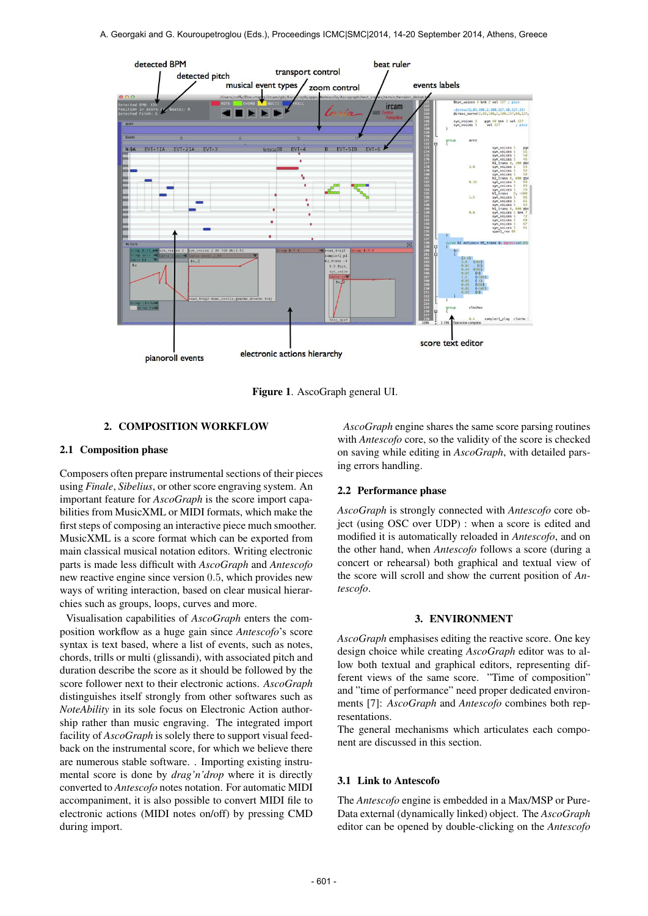Figure 1. AscoGraph general UI.

## 2. COMPOSITION WORKFLOW

### 2.1 Composition phase

Composers often prepare instrumental sections of their pieces using *Finale*, *Sibelius*, or other score engraving system. An important feature for *AscoGraph* is the score import capabilities from MusicXML or MIDI formats, which make the first steps of composing an interactive piece much smoother. MusicXML is a score format which can be exported from main classical musical notation editors. Writing electronic parts is made less difficult with *AscoGraph* and *Antescofo* new reactive engine since version 0.5, which provides new ways of writing interaction, based on clear musical hierarchies such as groups, loops, curves and more.

Visualisation capabilities of *AscoGraph* enters the composition workflow as a huge gain since *Antescofo*'s score syntax is text based, where a list of events, such as notes, chords, trills or multi (glissandi), with associated pitch and duration describe the score as it should be followed by the score follower next to their electronic actions. *AscoGraph* distinguishes itself strongly from other softwares such as *NoteAbility* in its sole focus on Electronic Action authorship rather than music engraving. The integrated import facility of *AscoGraph* is solely there to support visual feedback on the instrumental score, for which we believe there are numerous stable software. . Importing existing instrumental score is done by *drag'n'drop* where it is directly converted to *Antescofo* notes notation. For automatic MIDI accompaniment, it is also possible to convert MIDI file to electronic actions (MIDI notes on/off) by pressing CMD during import.

*AscoGraph* engine shares the same score parsing routines with *Antescofo* core, so the validity of the score is checked on saving while editing in *AscoGraph*, with detailed parsing errors handling.

### 2.2 Performance phase

*AscoGraph* is strongly connected with *Antescofo* core object (using OSC over UDP) : when a score is edited and modified it is automatically reloaded in *Antescofo*, and on the other hand, when *Antescofo* follows a score (during a concert or rehearsal) both graphical and textual view of the score will scroll and show the current position of *Antescofo*.

## 3. ENVIRONMENT

*AscoGraph* emphasises editing the reactive score. One key design choice while creating *AscoGraph* editor was to allow both textual and graphical editors, representing different views of the same score. "Time of composition" and "time of performance" need proper dedicated environments [7]: *AscoGraph* and *Antescofo* combines both representations.

The general mechanisms which articulates each component are discussed in this section.

### 3.1 Link to Antescofo

The *Antescofo* engine is embedded in a Max/MSP or PureData external (dynamically linked) object. The *AscoGraph* editor can be opened by double-clicking on the *Antescofo*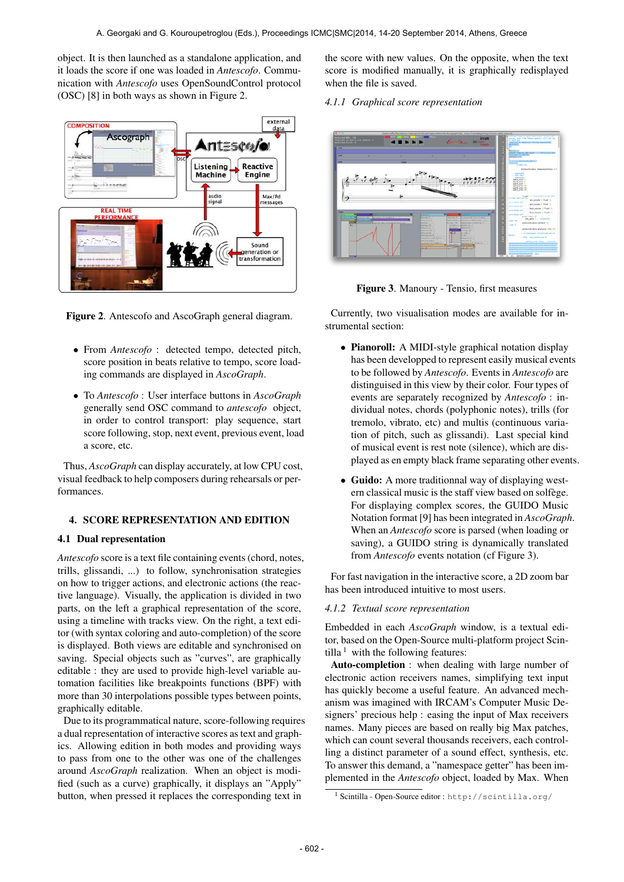object. It is then launched as a standalone application, and it loads the score if one was loaded in *Antescofo*. Communication with *Antescofo* uses OpenSoundControl protocol (OSC) [8] in both ways as shown in Figure 2.

**Figure 2**. Antescofo and AscoGraph general diagram.

- From *Antescofo* : detected tempo, detected pitch, score position in beats relative to tempo, score loading commands are displayed in *AscoGraph*.
- To *Antescofo* : User interface buttons in *AscoGraph* generally send OSC command to *antescofo* object, in order to control transport: play sequence, start score following, stop, next event, previous event, load a score, etc.

Thus, *AscoGraph* can display accurately, at low CPU cost, visual feedback to help composers during rehearsals or performances.

## 4. SCORE REPRESENTATION AND EDITION

### 4.1 Dual representation

*Antescofo* score is a text file containing events (chord, notes, trills, glissandi, ...) to follow, synchronisation strategies on how to trigger actions, and electronic actions (the reactive language). Visually, the application is divided in two parts, on the left a graphical representation of the score, using a timeline with tracks view. On the right, a text editor (with syntax coloring and auto-completion) of the score is displayed. Both views are editable and synchronised on saving. Special objects such as "curves", are graphically editable : they are used to provide high-level variable automation facilities like breakpoints functions (BPF) with more than 30 interpolations possible types between points, graphically editable.

Due to its programmatical nature, score-following requires a dual representation of interactive scores as text and graphics. Allowing edition in both modes and providing ways to pass from one to the other was one of the challenges around *AscoGraph* realization. When an object is modified (such as a curve) graphically, it displays an "Apply" button, when pressed it replaces the corresponding text in the score with new values. On the opposite, when the text score is modified manually, it is graphically redisplayed when the file is saved.

#### 4.1.1 Graphical score representation

**Figure 3**. Manoury - Tensio, first measures

Currently, two visualisation modes are available for instrumental section:

- **Pianoroll:** A MIDI-style graphical notation display has been developped to represent easily musical events to be followed by *Antescofo*. Events in *Antescofo* are distinguised in this view by their color. Four types of events are separately recognized by *Antescofo* : individual notes, chords (polyphonic notes), trills (for tremolo, vibrato, etc) and multis (continuous variation of pitch, such as glissandi). Last special kind of musical event is rest note (silence), which are displayed as en empty black frame separating other events.
- **Guido:** A more traditionnal way of displaying western classical music is the staff view based on solfège. For displaying complex scores, the GUIDO Music Notation format [9] has been integrated in *AscoGraph*. When an *Antescofo* score is parsed (when loading or saving), a GUIDO string is dynamically translated from *Antescofo* events notation (cf Figure 3).

For fast navigation in the interactive score, a 2D zoom bar has been introduced intuitive to most users.

#### 4.1.2 Textual score representation

Embedded in each *AscoGraph* window, is a textual editor, based on the Open-Source multi-platform project Scintilla [1] with the following features:

**Auto-completion** : when dealing with large number of electronic action receivers names, simplifying text input has quickly become a useful feature. An advanced mechanism was imagined with IRCAM's Computer Music Designers' precious help : easing the input of Max receivers names. Many pieces are based on really big Max patches, which can count several thousands receivers, each controlling a distinct parameter of a sound effect, synthesis, etc. To answer this demand, a "namespace getter" has been implemented in the *Antescofo* object, loaded by Max. When

[1] Scintilla - Open-Source editor : http://scintilla.org/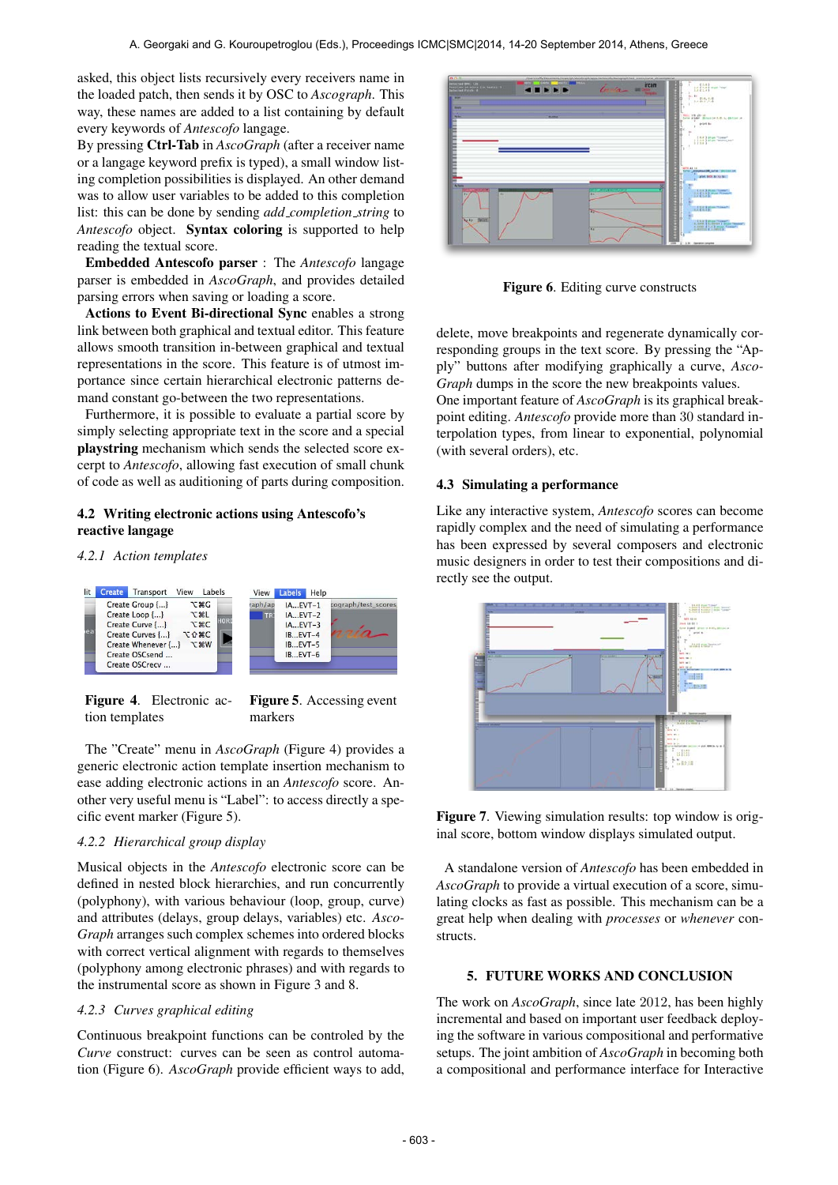asked, this object lists recursively every receivers name in the loaded patch, then sends it by OSC to *Ascograph*. This way, these names are added to a list containing by default every keywords of *Antescofo* langage.

By pressing **Ctrl-Tab** in *AscoGraph* (after a receiver name or a langage keyword prefix is typed), a small window listing completion possibilities is displayed. An other demand was to allow user variables to be added to this completion list: this can be done by sending *add_completion_string* to *Antescofo* object. **Syntax coloring** is supported to help reading the textual score.

**Embedded Antescofo parser** : The *Antescofo* langage parser is embedded in *AscoGraph*, and provides detailed parsing errors when saving or loading a score.

**Actions to Event Bi-directional Sync** enables a strong link between both graphical and textual editor. This feature allows smooth transition in-between graphical and textual representations in the score. This feature is of utmost importance since certain hierarchical electronic patterns demand constant go-between the two representations.

Furthermore, it is possible to evaluate a partial score by simply selecting appropriate text in the score and a special **playstring** mechanism which sends the selected score excerpt to *Antescofo*, allowing fast execution of small chunk of code as well as auditioning of parts during composition.

### 4.2 Writing electronic actions using Antescofo's reactive langage

#### *4.2.1 Action templates*

**Figure 4**. Electronic action templates

**Figure 5**. Accessing event markers

The "Create" menu in *AscoGraph* (Figure 4) provides a generic electronic action template insertion mechanism to ease adding electronic actions in an *Antescofo* score. Another very useful menu is "Label": to access directly a specific event marker (Figure 5).

#### *4.2.2 Hierarchical group display*

Musical objects in the *Antescofo* electronic score can be defined in nested block hierarchies, and run concurrently (polyphony), with various behaviour (loop, group, curve) and attributes (delays, group delays, variables) etc. *AscoGraph* arranges such complex schemes into ordered blocks with correct vertical alignment with regards to themselves (polyphony among electronic phrases) and with regards to the instrumental score as shown in Figure 3 and 8.

#### *4.2.3 Curves graphical editing*

Continuous breakpoint functions can be controled by the *Curve* construct: curves can be seen as control automation (Figure 6). *AscoGraph* provide efficient ways to add, delete, move breakpoints and regenerate dynamically corresponding groups in the text score. By pressing the "Apply" buttons after modifying graphically a curve, *AscoGraph* dumps in the score the new breakpoints values.

**Figure 6**. Editing curve constructs

One important feature of *AscoGraph* is its graphical breakpoint editing. *Antescofo* provide more than 30 standard interpolation types, from linear to exponential, polynomial (with several orders), etc.

### 4.3 Simulating a performance

Like any interactive system, *Antescofo* scores can become rapidly complex and the need of simulating a performance has been expressed by several composers and electronic music designers in order to test their compositions and directly see the output.

**Figure 7**. Viewing simulation results: top window is original score, bottom window displays simulated output.

A standalone version of *Antescofo* has been embedded in *AscoGraph* to provide a virtual execution of a score, simulating clocks as fast as possible. This mechanism can be a great help when dealing with *processes* or *whenever* constructs.

## 5. FUTURE WORKS AND CONCLUSION

The work on *AscoGraph*, since late 2012, has been highly incremental and based on important user feedback deploying the software in various compositional and performative setups. The joint ambition of *AscoGraph* in becoming both a compositional and performance interface for Interactive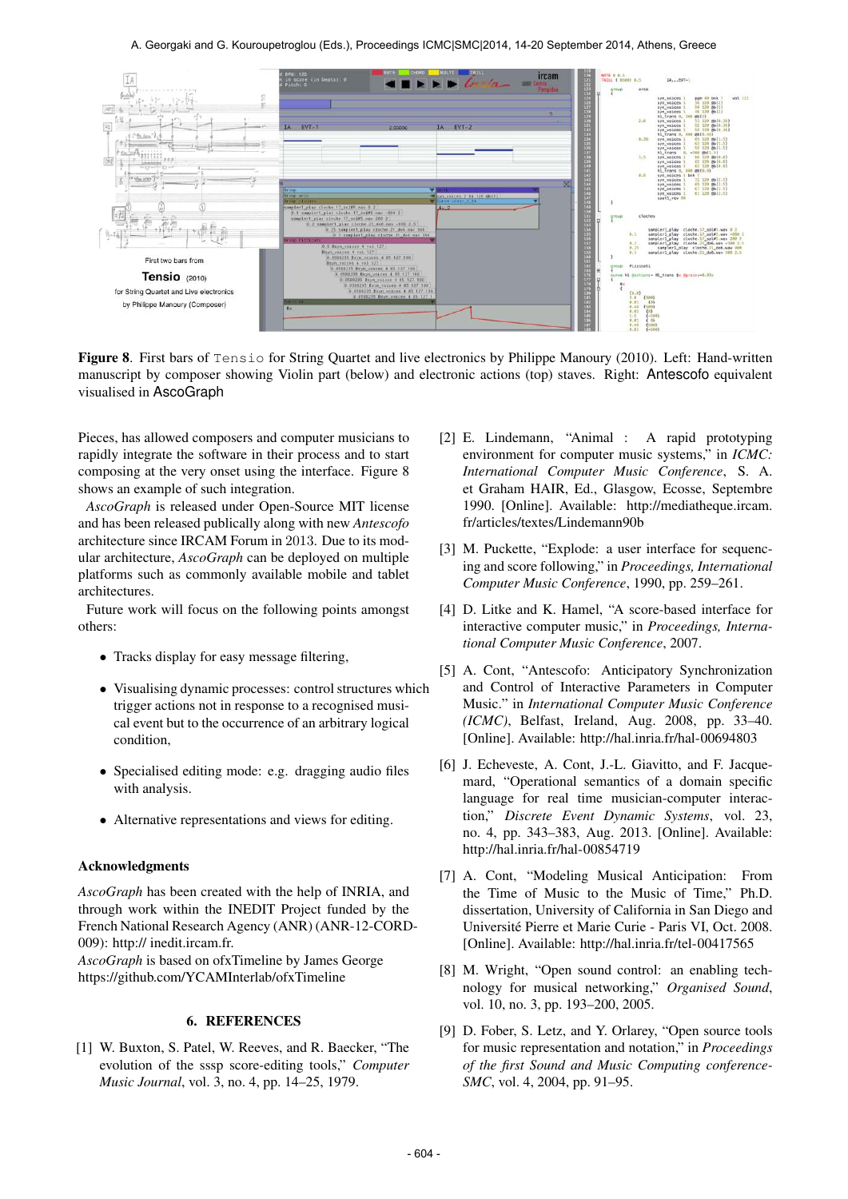**Figure 8**. First bars of Tensio for String Quartet and live electronics by Philippe Manoury (2010). Left: Hand-written manuscript by composer showing Violin part (below) and electronic actions (top) staves. Right: Antescofo equivalent visualised in AscoGraph

Pieces, has allowed composers and computer musicians to rapidly integrate the software in their process and to start composing at the very onset using the interface. Figure 8 shows an example of such integration.

*AscoGraph* is released under Open-Source MIT license and has been released publically along with new *Antescofo* architecture since IRCAM Forum in 2013. Due to its modular architecture, *AscoGraph* can be deployed on multiple platforms such as commonly available mobile and tablet architectures.

Future work will focus on the following points amongst others:

- Tracks display for easy message filtering,
- Visualising dynamic processes: control structures which trigger actions not in response to a recognised musical event but to the occurrence of an arbitrary logical condition,
- Specialised editing mode: e.g. dragging audio files with analysis.
- Alternative representations and views for editing.

### Acknowledgments

*AscoGraph* has been created with the help of INRIA, and through work within the INEDIT Project funded by the French National Research Agency (ANR) (ANR-12-CORD-009): http:// inedit.ircam.fr.
*AscoGraph* is based on ofxTimeline by James George https://github.com/YCAMInterlab/ofxTimeline

## 6. REFERENCES

[1] W. Buxton, S. Patel, W. Reeves, and R. Baecker, "The evolution of the sssp score-editing tools," *Computer Music Journal*, vol. 3, no. 4, pp. 14–25, 1979.

[2] E. Lindemann, "Animal : A rapid prototyping environment for computer music systems," in *ICMC: International Computer Music Conference*, S. A. et Graham HAIR, Ed., Glasgow, Ecosse, Septembre 1990. [Online]. Available: http://mediatheque.ircam.fr/articles/textes/Lindemann90b

[3] M. Puckette, "Explode: a user interface for sequencing and score following," in *Proceedings, International Computer Music Conference*, 1990, pp. 259–261.

[4] D. Litke and K. Hamel, "A score-based interface for interactive computer music," in *Proceedings, International Computer Music Conference*, 2007.

[5] A. Cont, "Antescofo: Anticipatory Synchronization and Control of Interactive Parameters in Computer Music." in *International Computer Music Conference (ICMC)*, Belfast, Ireland, Aug. 2008, pp. 33–40. [Online]. Available: http://hal.inria.fr/hal-00694803

[6] J. Echeveste, A. Cont, J.-L. Giavitto, and F. Jacquemard, "Operational semantics of a domain specific language for real time musician-computer interaction," *Discrete Event Dynamic Systems*, vol. 23, no. 4, pp. 343–383, Aug. 2013. [Online]. Available: http://hal.inria.fr/hal-00854719

[7] A. Cont, "Modeling Musical Anticipation: From the Time of Music to the Music of Time," Ph.D. dissertation, University of California in San Diego and Université Pierre et Marie Curie - Paris VI, Oct. 2008. [Online]. Available: http://hal.inria.fr/tel-00417565

[8] M. Wright, "Open sound control: an enabling technology for musical networking," *Organised Sound*, vol. 10, no. 3, pp. 193–200, 2005.

[9] D. Fober, S. Letz, and Y. Orlarey, "Open source tools for music representation and notation," in *Proceedings of the first Sound and Music Computing conference-SMC*, vol. 4, 2004, pp. 91–95.